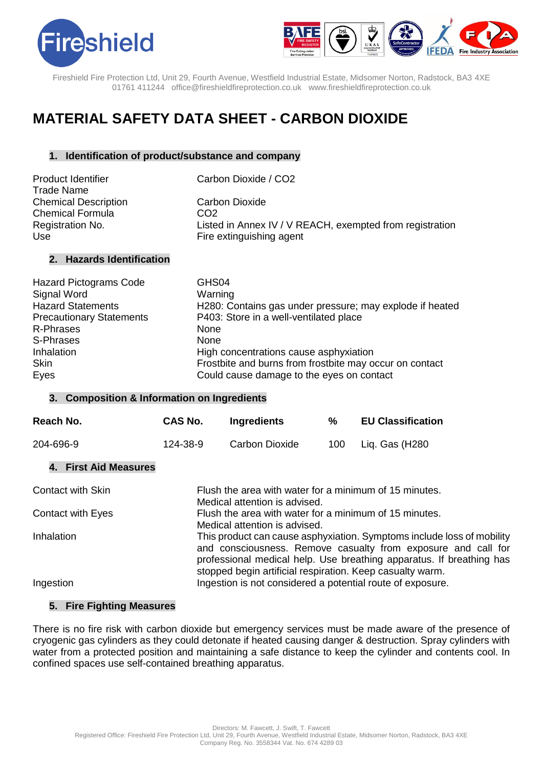Fireshield Fire Protection Ltd, Unit 29, Fourth Avenue, Westfield Industrial Estate, Midsomer Norton, Radstock, BA3 4XE
01761 411244 office@fireshieldfireprotection.co.uk www.fireshieldfireprotection.co.uk

# MATERIAL SAFETY DATA SHEET - CARBON DIOXIDE

## 1. Identification of product/substance and company

| | |
|---|---|
| Product Identifier | Carbon Dioxide / CO2 |
| Trade Name | |
| Chemical Description | Carbon Dioxide |
| Chemical Formula | $CO_2$ |
| Registration No. | Listed in Annex IV / V REACH, exempted from registration |
| Use | Fire extinguishing agent |

## 2. Hazards Identification

| | |
|---|---|
| Hazard Pictograms Code | GHS04 |
| Signal Word | Warning |
| Hazard Statements | H280: Contains gas under pressure; may explode if heated |
| Precautionary Statements | P403: Store in a well-ventilated place |
| R-Phrases | None |
| S-Phrases | None |
| Inhalation | High concentrations cause asphyxiation |
| Skin | Frostbite and burns from frostbite may occur on contact |
| Eyes | Could cause damage to the eyes on contact |

## 3. Composition & Information on Ingredients

| Reach No. | CAS No. | Ingredients | % | EU Classification |
|---|---|---|---|---|
| 204-696-9 | 124-38-9 | Carbon Dioxide | 100 | Liq. Gas (H280 |

## 4. First Aid Measures

| | |
|---|---|
| Contact with Skin | Flush the area with water for a minimum of 15 minutes. Medical attention is advised. |
| Contact with Eyes | Flush the area with water for a minimum of 15 minutes. Medical attention is advised. |
| Inhalation | This product can cause asphyxiation. Symptoms include loss of mobility and consciousness. Remove casualty from exposure and call for professional medical help. Use breathing apparatus. If breathing has stopped begin artificial respiration. Keep casualty warm. |
| Ingestion | Ingestion is not considered a potential route of exposure. |

## 5. Fire Fighting Measures

There is no fire risk with carbon dioxide but emergency services must be made aware of the presence of cryogenic gas cylinders as they could detonate if heated causing danger & destruction. Spray cylinders with water from a protected position and maintaining a safe distance to keep the cylinder and contents cool. In confined spaces use self-contained breathing apparatus.

Directors: M. Fawcett, J. Swift, T. Fawcett
Registered Office: Fireshield Fire Protection Ltd, Unit 29, Fourth Avenue, Westfield Industrial Estate, Midsomer Norton, Radstock, BA3 4XE
Company Reg. No. 3558344 Vat. No. 674 4289 03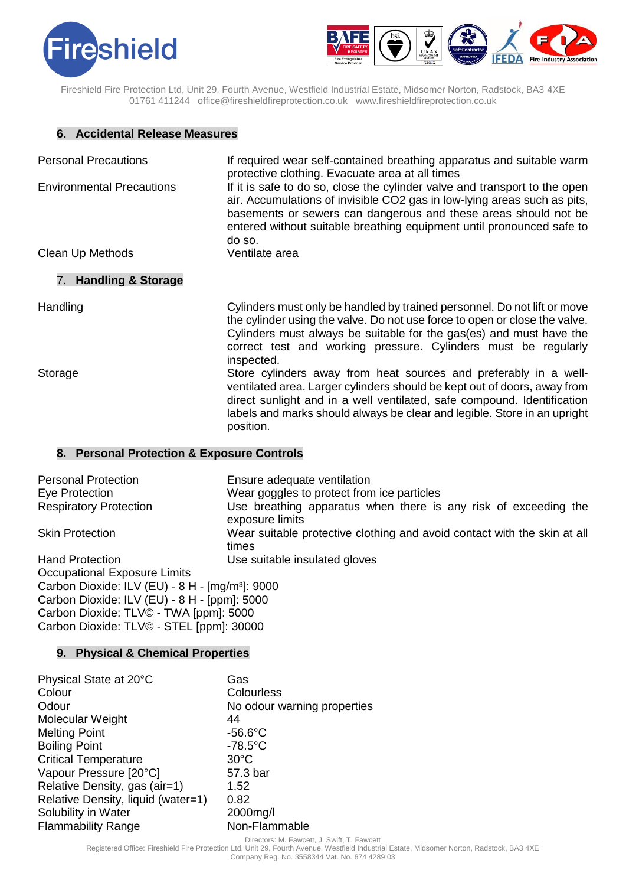## 6. Accidental Release Measures

| | |
|---|---|
| Personal Precautions | If required wear self-contained breathing apparatus and suitable warm protective clothing. Evacuate area at all times |
| Environmental Precautions | If it is safe to do so, close the cylinder valve and transport to the open air. Accumulations of invisible $CO_2$ gas in low-lying areas such as pits, basements or sewers can dangerous and these areas should not be entered without suitable breathing equipment until pronounced safe to do so. |
| Clean Up Methods | Ventilate area |

## 7. Handling & Storage

| | |
|---|---|
| Handling | Cylinders must only be handled by trained personnel. Do not lift or move the cylinder using the valve. Do not use force to open or close the valve. Cylinders must always be suitable for the gas(es) and must have the correct test and working pressure. Cylinders must be regularly inspected. |
| Storage | Store cylinders away from heat sources and preferably in a well-ventilated area. Larger cylinders should be kept out of doors, away from direct sunlight and in a well ventilated, safe compound. Identification labels and marks should always be clear and legible. Store in an upright position. |

## 8. Personal Protection & Exposure Controls

| | |
|---|---|
| Personal Protection | Ensure adequate ventilation |
| Eye Protection | Wear goggles to protect from ice particles |
| Respiratory Protection | Use breathing apparatus when there is any risk of exceeding the exposure limits |
| Skin Protection | Wear suitable protective clothing and avoid contact with the skin at all times |
| Hand Protection | Use suitable insulated gloves |

Occupational Exposure Limits

Carbon Dioxide: ILV (EU) - 8 H - [mg/m³]: 9000

Carbon Dioxide: ILV (EU) - 8 H - [ppm]: 5000

Carbon Dioxide: TLV© - TWA [ppm]: 5000

Carbon Dioxide: TLV© - STEL [ppm]: 30000

## 9. Physical & Chemical Properties

| | |
|---|---|
| Physical State at 20°C | Gas |
| Colour | Colourless |
| Odour | No odour warning properties |
| Molecular Weight | 44 |
| Melting Point | -56.6°C |
| Boiling Point | -78.5°C |
| Critical Temperature | 30°C |
| Vapour Pressure [20°C] | 57.3 bar |
| Relative Density, gas (air=1) | 1.52 |
| Relative Density, liquid (water=1) | 0.82 |
| Solubility in Water | 2000mg/l |
| Flammability Range | Non-Flammable |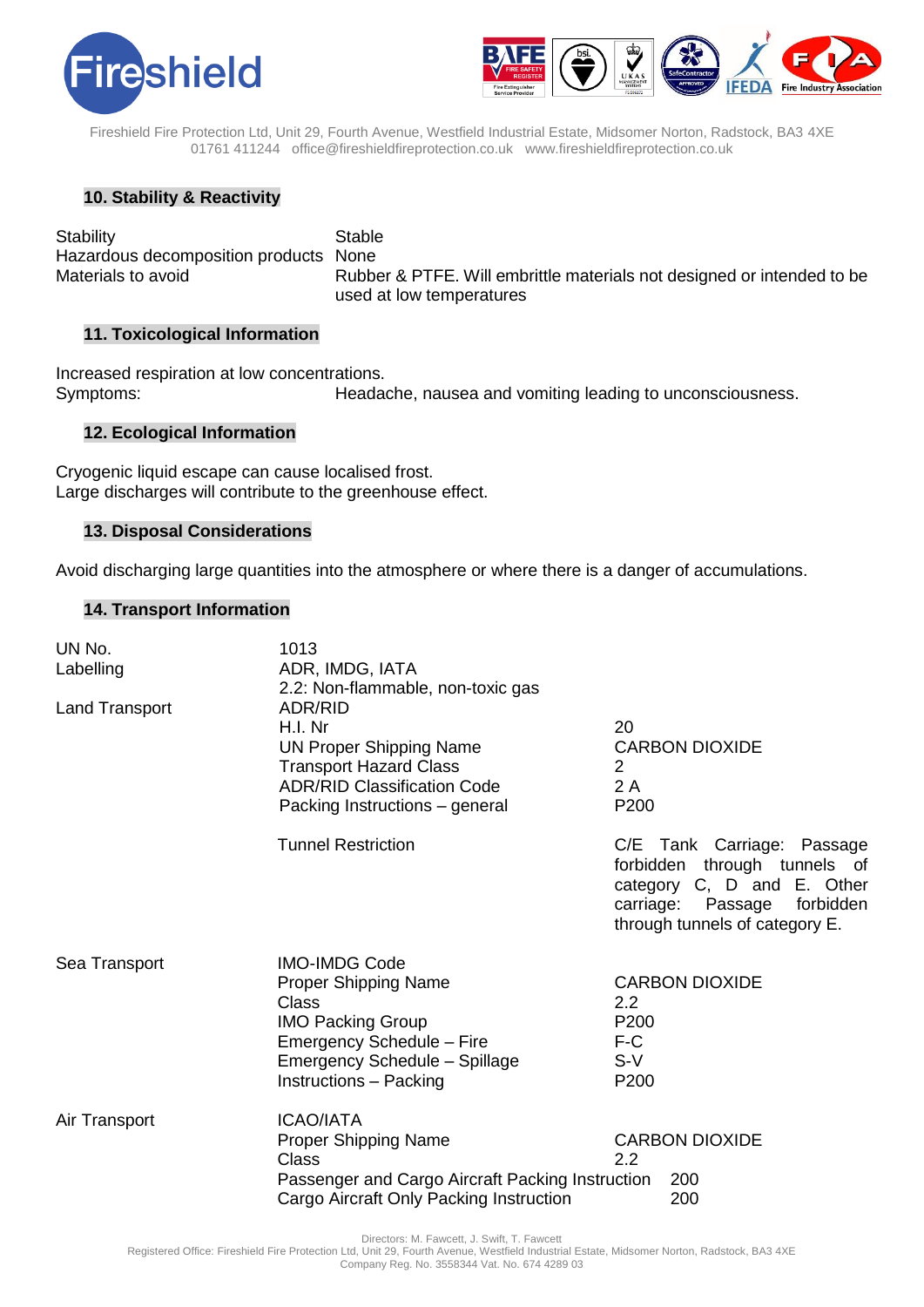## 10. Stability & Reactivity

| | |
|---|---|
| Stability | Stable |
| Hazardous decomposition products | None |
| Materials to avoid | Rubber & PTFE. Will embrittle materials not designed or intended to be used at low temperatures |

## 11. Toxicological Information

Increased respiration at low concentrations.

| | |
|---|---|
| Symptoms: | Headache, nausea and vomiting leading to unconsciousness. |

## 12. Ecological Information

Cryogenic liquid escape can cause localised frost.
Large discharges will contribute to the greenhouse effect.

## 13. Disposal Considerations

Avoid discharging large quantities into the atmosphere or where there is a danger of accumulations.

## 14. Transport Information

| | | |
|---|---|---|
| UN No. | 1013 | |
| Labelling | ADR, IMDG, IATA | |
| | 2.2: Non-flammable, non-toxic gas | |
| Land Transport | ADR/RID | |
| | H.I. Nr | 20 |
| | UN Proper Shipping Name | CARBON DIOXIDE |
| | Transport Hazard Class | 2 |
| | ADR/RID Classification Code | 2 A |
| | Packing Instructions – general | P200 |
| | Tunnel Restriction | C/E Tank Carriage: Passage forbidden through tunnels of category C, D and E. Other carriage: Passage forbidden through tunnels of category E. |
| Sea Transport | IMO-IMDG Code | |
| | Proper Shipping Name | CARBON DIOXIDE |
| | Class | 2.2 |
| | IMO Packing Group | P200 |
| | Emergency Schedule – Fire | F-C |
| | Emergency Schedule – Spillage | S-V |
| | Instructions – Packing | P200 |
| Air Transport | ICAO/IATA | |
| | Proper Shipping Name | CARBON DIOXIDE |
| | Class | 2.2 |
| | Passenger and Cargo Aircraft Packing Instruction | 200 |
| | Cargo Aircraft Only Packing Instruction | 200 |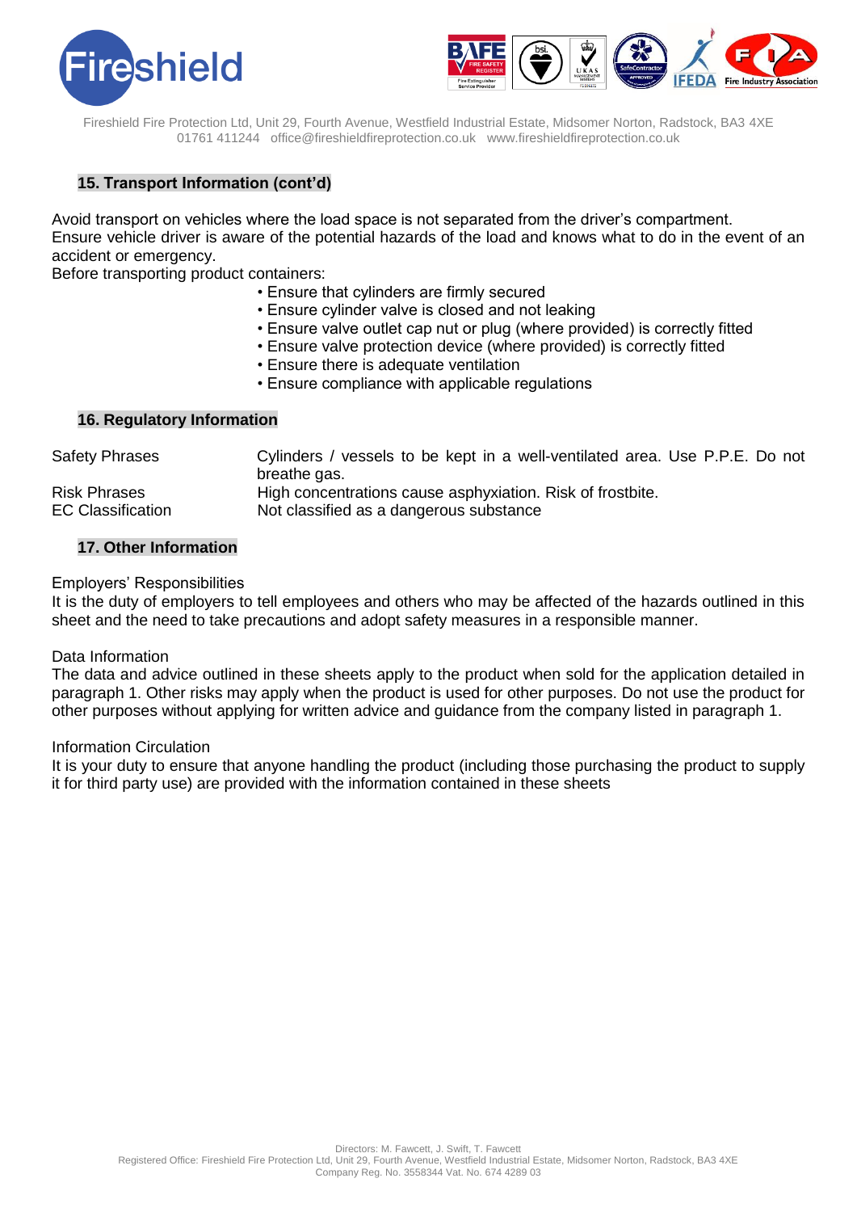## 15. Transport Information (cont'd)

Avoid transport on vehicles where the load space is not separated from the driver's compartment.
Ensure vehicle driver is aware of the potential hazards of the load and knows what to do in the event of an accident or emergency.
Before transporting product containers:

- Ensure that cylinders are firmly secured
- Ensure cylinder valve is closed and not leaking
- Ensure valve outlet cap nut or plug (where provided) is correctly fitted
- Ensure valve protection device (where provided) is correctly fitted
- Ensure there is adequate ventilation
- Ensure compliance with applicable regulations

## 16. Regulatory Information

| | |
|---|---|
| Safety Phrases | Cylinders / vessels to be kept in a well-ventilated area. Use P.P.E. Do not breathe gas. |
| Risk Phrases | High concentrations cause asphyxiation. Risk of frostbite. |
| EC Classification | Not classified as a dangerous substance |

## 17. Other Information

Employers' Responsibilities
It is the duty of employers to tell employees and others who may be affected of the hazards outlined in this sheet and the need to take precautions and adopt safety measures in a responsible manner.

Data Information
The data and advice outlined in these sheets apply to the product when sold for the application detailed in paragraph 1. Other risks may apply when the product is used for other purposes. Do not use the product for other purposes without applying for written advice and guidance from the company listed in paragraph 1.

Information Circulation
It is your duty to ensure that anyone handling the product (including those purchasing the product to supply it for third party use) are provided with the information contained in these sheets